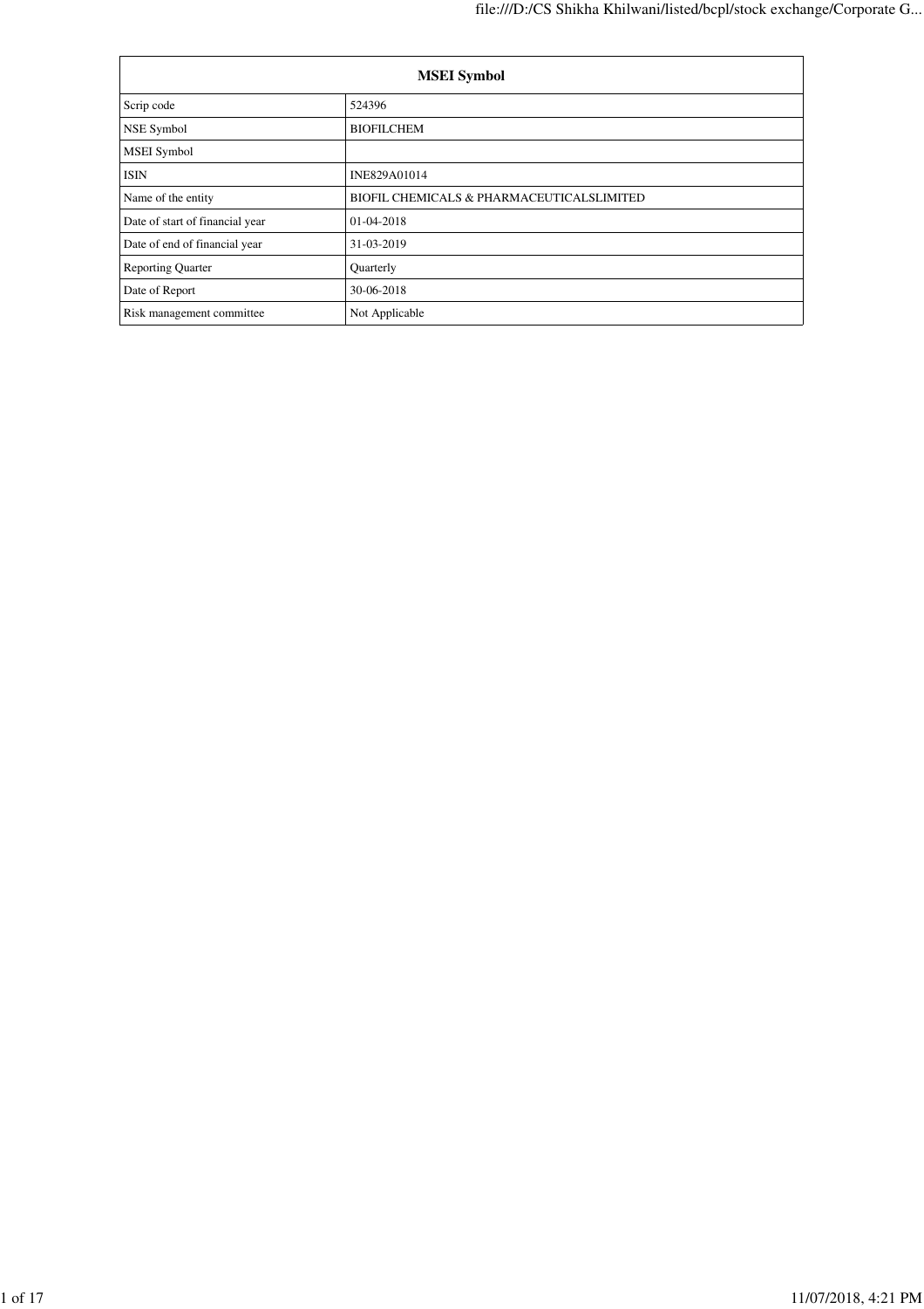| MSEI Symbol | |
|---|---|
| Scrip code | 524396 |
| NSE Symbol | BIOFILCHEM |
| MSEI Symbol | |
| ISIN | INE829A01014 |
| Name of the entity | BIOFIL CHEMICALS & PHARMACEUTICALSLIMITED |
| Date of start of financial year | 01-04-2018 |
| Date of end of financial year | 31-03-2019 |
| Reporting Quarter | Quarterly |
| Date of Report | 30-06-2018 |
| Risk management committee | Not Applicable |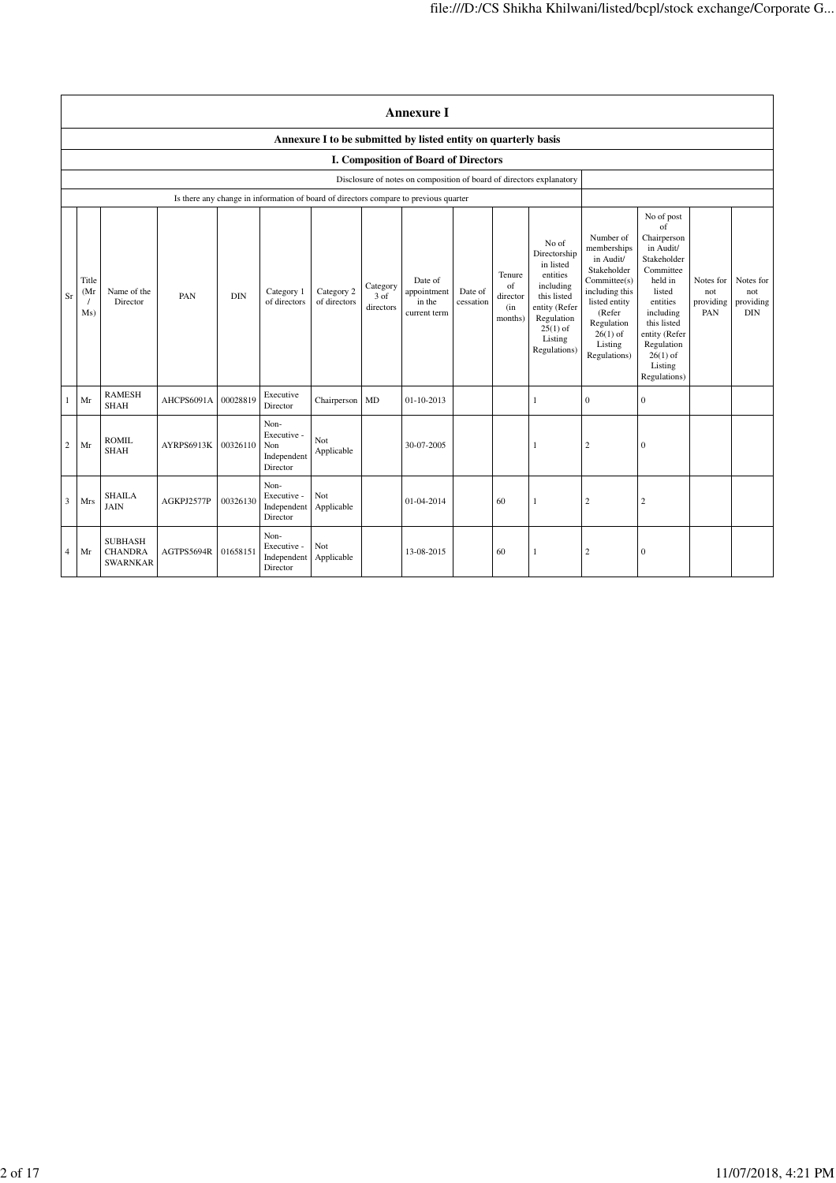# Annexure I

## Annexure I to be submitted by listed entity on quarterly basis

### I. Composition of Board of Directors

| Disclosure of notes on composition of board of directors explanatory | |
|---|---|
| Is there any change in information of board of directors compare to previous quarter | |

| Sr | Title (Mr / Ms) | Name of the Director | PAN | DIN | Category 1 of directors | Category 2 of directors | Category 3 of directors | Date of appointment in the current term | Date of cessation | Tenure of director (in months) | No of Directorship in listed entities including this listed entity (Refer Regulation 25(1) of Listing Regulations) | Number of memberships in Audit/ Stakeholder Committee(s) including this listed entity (Refer Regulation 26(1) of Listing Regulations) | No of post of Chairperson in Audit/ Stakeholder Committee held in listed entities including this listed entity (Refer Regulation 26(1) of Listing Regulations) | Notes for not providing PAN | Notes for not providing DIN |
|---|---|---|---|---|---|---|---|---|---|---|---|---|---|---|---|
| 1 | Mr | RAMESH SHAH | AHCPS6091A | 00028819 | Executive Director | Chairperson | MD | 01-10-2013 | | | 1 | 0 | 0 | | |
| 2 | Mr | ROMIL SHAH | AYRPS6913K | 00326110 | Non-Executive - Non Independent Director | Not Applicable | | 30-07-2005 | | | 1 | 2 | 0 | | |
| 3 | Mrs | SHAILA JAIN | AGKPJ2577P | 00326130 | Non-Executive - Independent Director | Not Applicable | | 01-04-2014 | | 60 | 1 | 2 | 2 | | |
| 4 | Mr | SUBHASH CHANDRA SWARNKAR | AGTPS5694R | 01658151 | Non-Executive - Independent Director | Not Applicable | | 13-08-2015 | | 60 | 1 | 2 | 0 | | |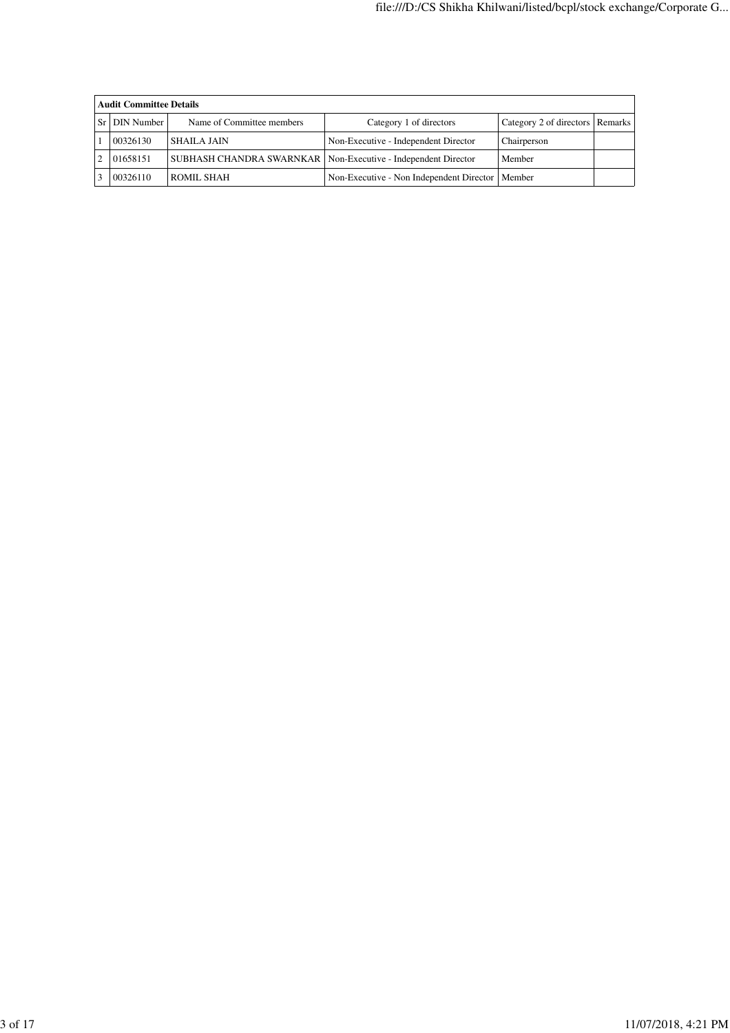| **Audit Committee Details** | | | | | |
|---|---|---|---|---|---|
| Sr | DIN Number | Name of Committee members | Category 1 of directors | Category 2 of directors | Remarks |
| 1 | 00326130 | SHAILA JAIN | Non-Executive - Independent Director | Chairperson | |
| 2 | 01658151 | SUBHASH CHANDRA SWARNKAR | Non-Executive - Independent Director | Member | |
| 3 | 00326110 | ROMIL SHAH | Non-Executive - Non Independent Director | Member | |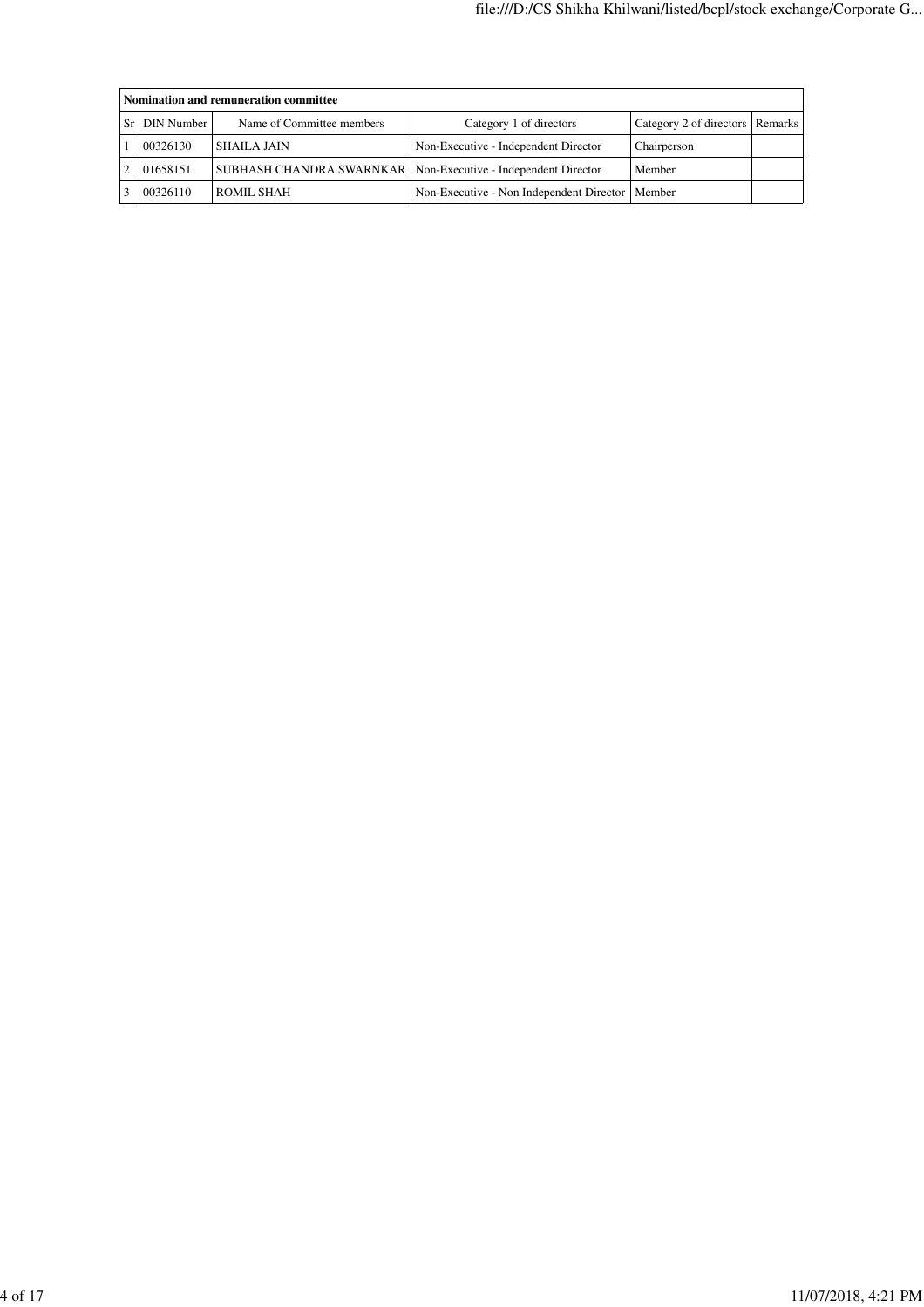| Nomination and remuneration committee | | | | | |
|---|---|---|---|---|---|
| Sr | DIN Number | Name of Committee members | Category 1 of directors | Category 2 of directors | Remarks |
| 1 | 00326130 | SHAILA JAIN | Non-Executive - Independent Director | Chairperson | |
| 2 | 01658151 | SUBHASH CHANDRA SWARNKAR | Non-Executive - Independent Director | Member | |
| 3 | 00326110 | ROMIL SHAH | Non-Executive - Non Independent Director | Member | |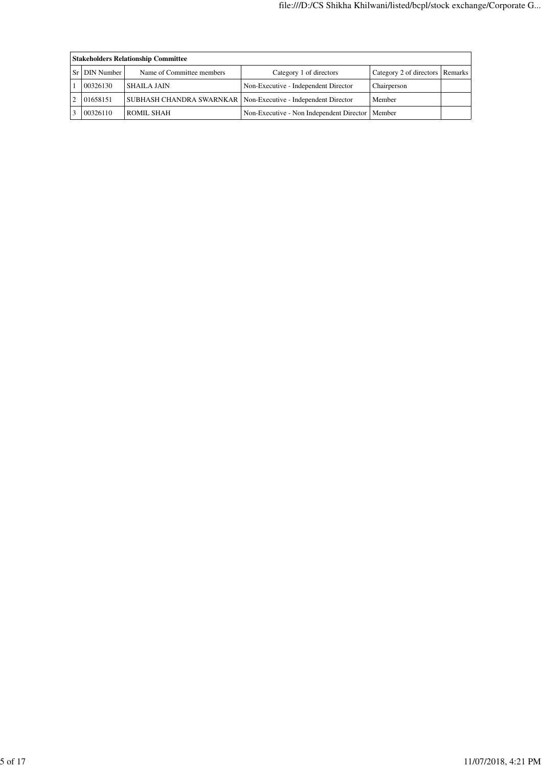| Stakeholders Relationship Committee | | | | | |
|---|---|---|---|---|---|
| Sr | DIN Number | Name of Committee members | Category 1 of directors | Category 2 of directors | Remarks |
| 1 | 00326130 | SHAILA JAIN | Non-Executive - Independent Director | Chairperson | |
| 2 | 01658151 | SUBHASH CHANDRA SWARNKAR | Non-Executive - Independent Director | Member | |
| 3 | 00326110 | ROMIL SHAH | Non-Executive - Non Independent Director | Member | |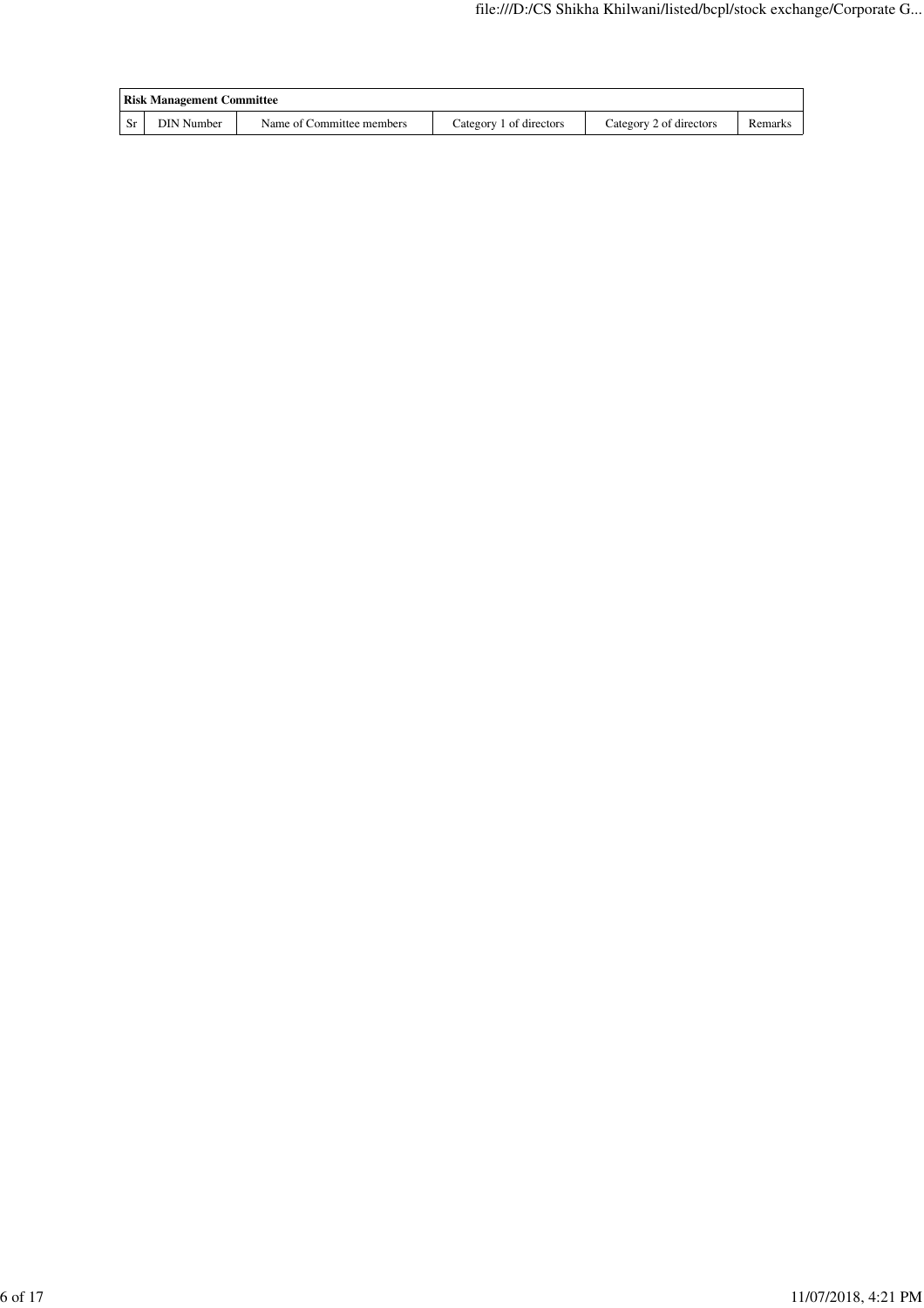| Risk Management Committee | | | | | |
|---|---|---|---|---|---|
| Sr | DIN Number | Name of Committee members | Category 1 of directors | Category 2 of directors | Remarks |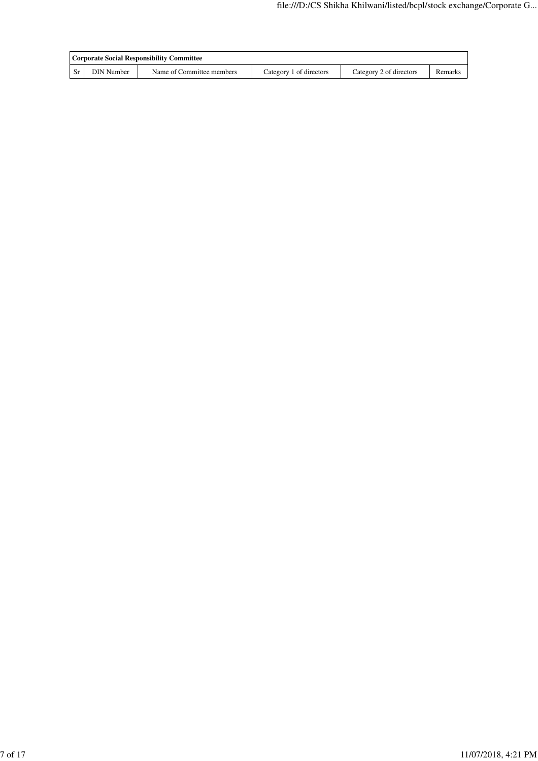| Corporate Social Responsibility Committee | | | | | |
|---|---|---|---|---|---|
| Sr | DIN Number | Name of Committee members | Category 1 of directors | Category 2 of directors | Remarks |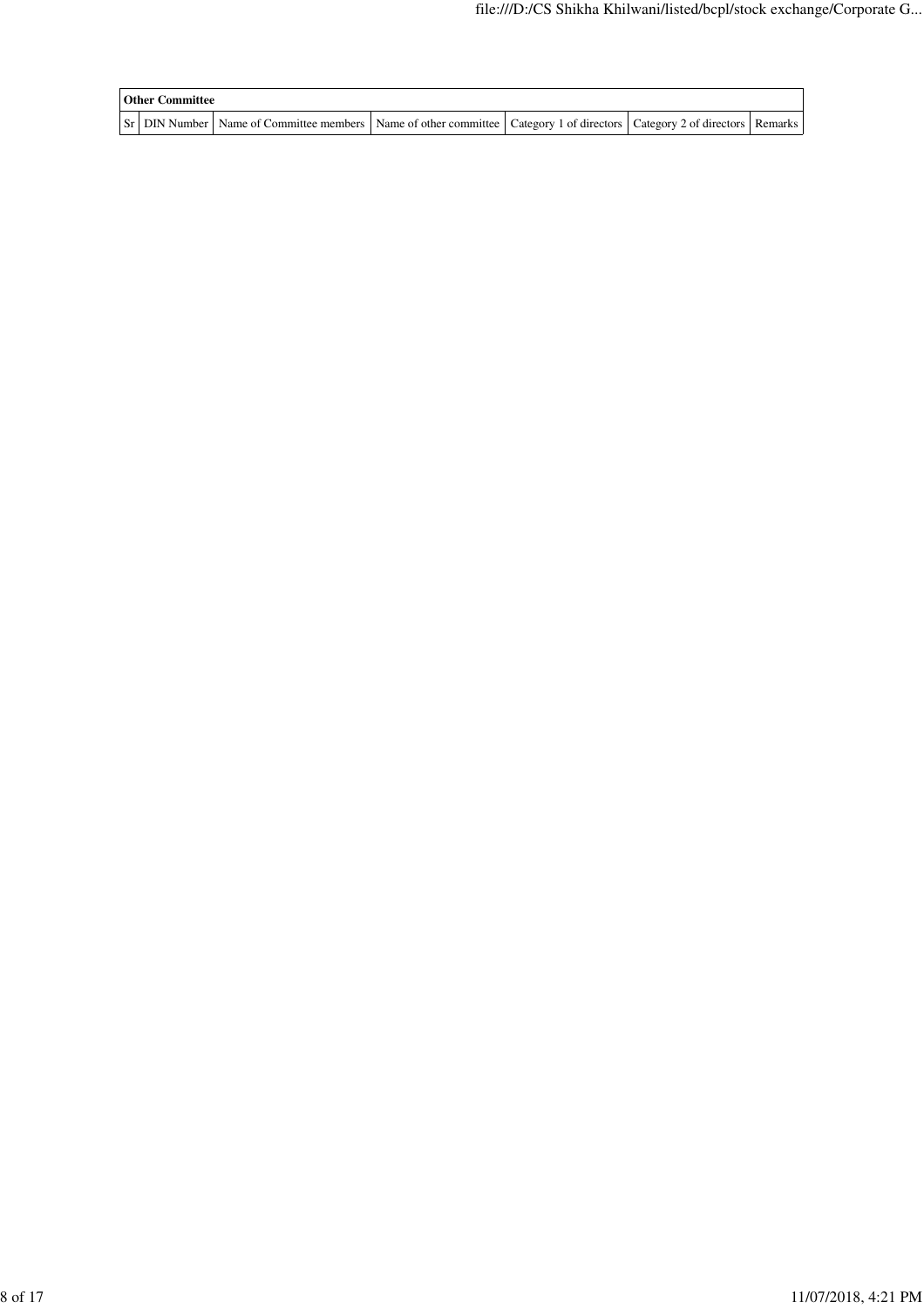| Other Committee | | | | | | |
|---|---|---|---|---|---|---|
| Sr | DIN Number | Name of Committee members | Name of other committee | Category 1 of directors | Category 2 of directors | Remarks |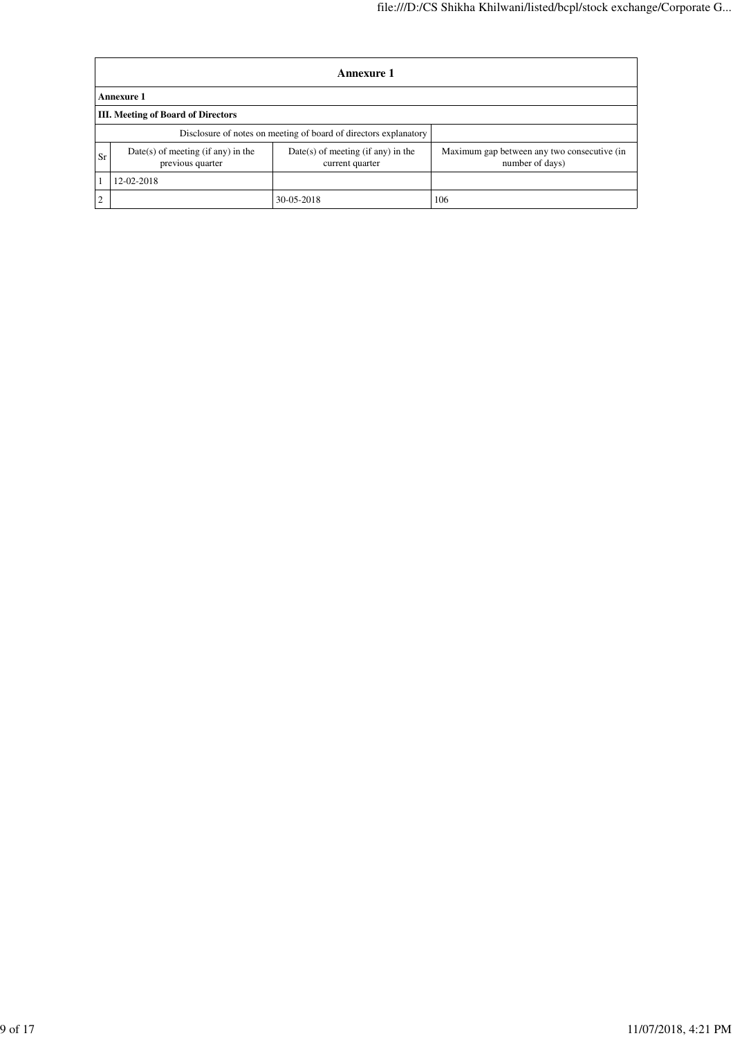## Annexure 1

**Annexure 1**

**III. Meeting of Board of Directors**

| Disclosure of notes on meeting of board of directors explanatory | | | |
|---|---|---|---|
| Sr | Date(s) of meeting (if any) in the previous quarter | Date(s) of meeting (if any) in the current quarter | Maximum gap between any two consecutive (in number of days) |
| 1 | 12-02-2018 | | |
| 2 | | 30-05-2018 | 106 |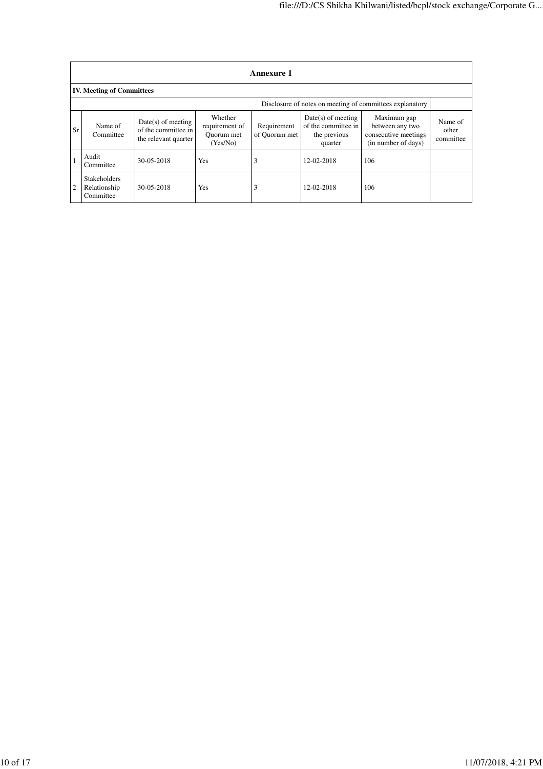# Annexure 1

## IV. Meeting of Committees

Disclosure of notes on meeting of committees explanatory

| Sr | Name of Committee | Date(s) of meeting of the committee in the relevant quarter | Whether requirement of Quorum met (Yes/No) | Requirement of Quorum met | Date(s) of meeting of the committee in the previous quarter | Maximum gap between any two consecutive meetings (in number of days) | Name of other committee |
|---|---|---|---|---|---|---|---|
| 1 | Audit Committee | 30-05-2018 | Yes | 3 | 12-02-2018 | 106 | |
| 2 | Stakeholders Relationship Committee | 30-05-2018 | Yes | 3 | 12-02-2018 | 106 | |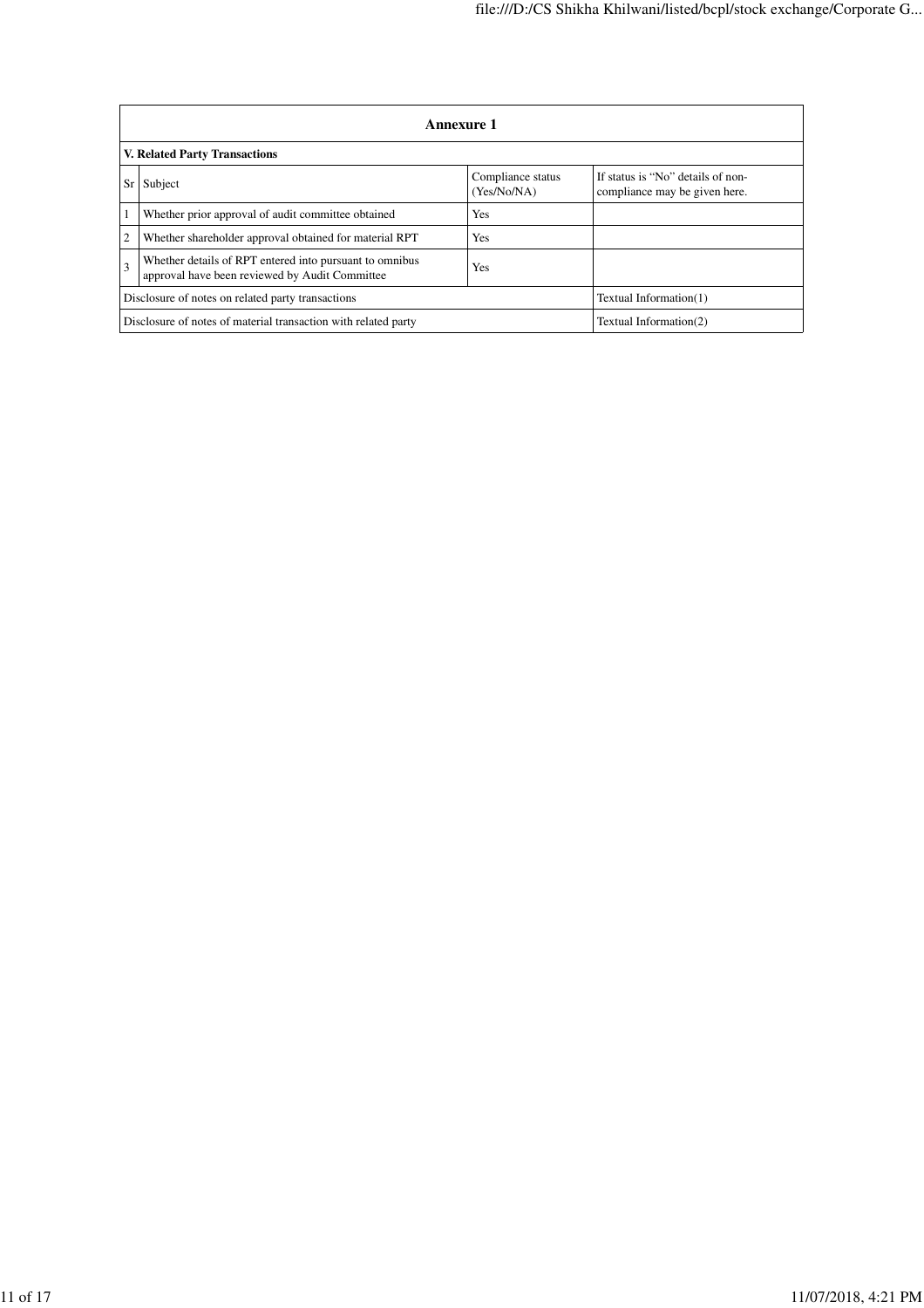| Annexure 1 | | | |
|---|---|---|---|
| **V. Related Party Transactions** | | | |
| Sr | Subject | Compliance status (Yes/No/NA) | If status is "No" details of non-compliance may be given here. |
| 1 | Whether prior approval of audit committee obtained | Yes | |
| 2 | Whether shareholder approval obtained for material RPT | Yes | |
| 3 | Whether details of RPT entered into pursuant to omnibus approval have been reviewed by Audit Committee | Yes | |
| Disclosure of notes on related party transactions | | | Textual Information(1) |
| Disclosure of notes of material transaction with related party | | | Textual Information(2) |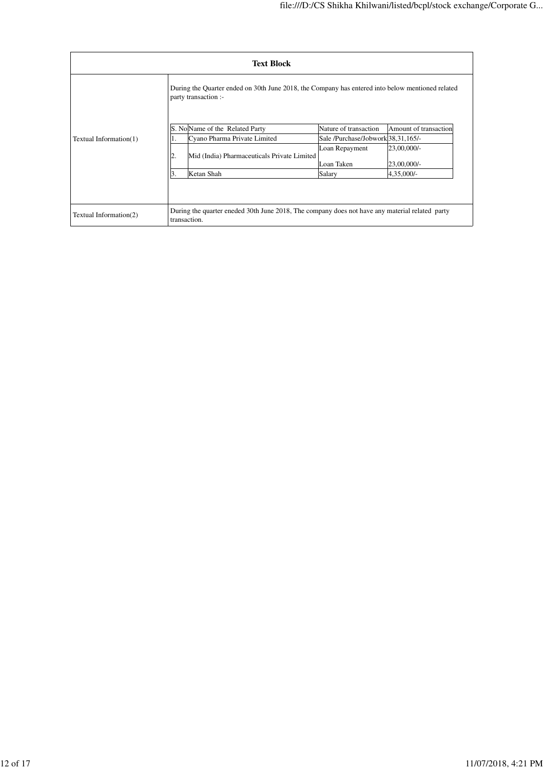| Text Block | |
|---|---|
| Textual Information(1) | During the Quarter ended on 30th June 2018, the Company has entered into below mentioned related party transaction :-<br><br>S. No \| Name of the Related Party \| Nature of transaction \| Amount of transaction<br>1. \| Cyano Pharma Private Limited \| Sale /Purchase/Jobwork \| 38,31,165/-<br>2. \| Mid (India) Pharmaceuticals Private Limited \| Loan Repayment \| 23,00,000/-<br> \| \| Loan Taken \| 23,00,000/-<br>3. \| Ketan Shah \| Salary \| 4,35,000/- |
| Textual Information(2) | During the quarter eneded 30th June 2018, The company does not have any material related party transaction. |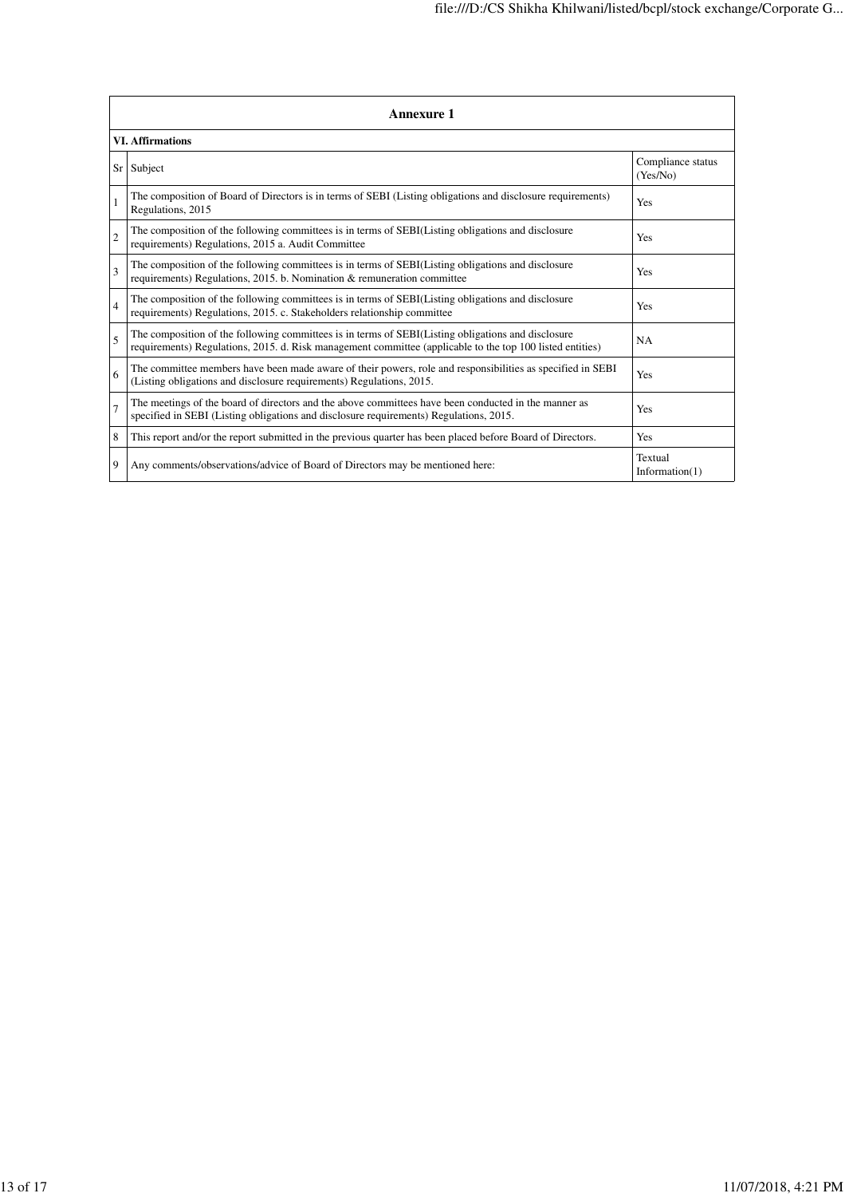## Annexure 1

**VI. Affirmations**

| Sr | Subject | Compliance status (Yes/No) |
|---|---|---|
| 1 | The composition of Board of Directors is in terms of SEBI (Listing obligations and disclosure requirements) Regulations, 2015 | Yes |
| 2 | The composition of the following committees is in terms of SEBI(Listing obligations and disclosure requirements) Regulations, 2015 a. Audit Committee | Yes |
| 3 | The composition of the following committees is in terms of SEBI(Listing obligations and disclosure requirements) Regulations, 2015. b. Nomination & remuneration committee | Yes |
| 4 | The composition of the following committees is in terms of SEBI(Listing obligations and disclosure requirements) Regulations, 2015. c. Stakeholders relationship committee | Yes |
| 5 | The composition of the following committees is in terms of SEBI(Listing obligations and disclosure requirements) Regulations, 2015. d. Risk management committee (applicable to the top 100 listed entities) | NA |
| 6 | The committee members have been made aware of their powers, role and responsibilities as specified in SEBI (Listing obligations and disclosure requirements) Regulations, 2015. | Yes |
| 7 | The meetings of the board of directors and the above committees have been conducted in the manner as specified in SEBI (Listing obligations and disclosure requirements) Regulations, 2015. | Yes |
| 8 | This report and/or the report submitted in the previous quarter has been placed before Board of Directors. | Yes |
| 9 | Any comments/observations/advice of Board of Directors may be mentioned here: | Textual Information(1) |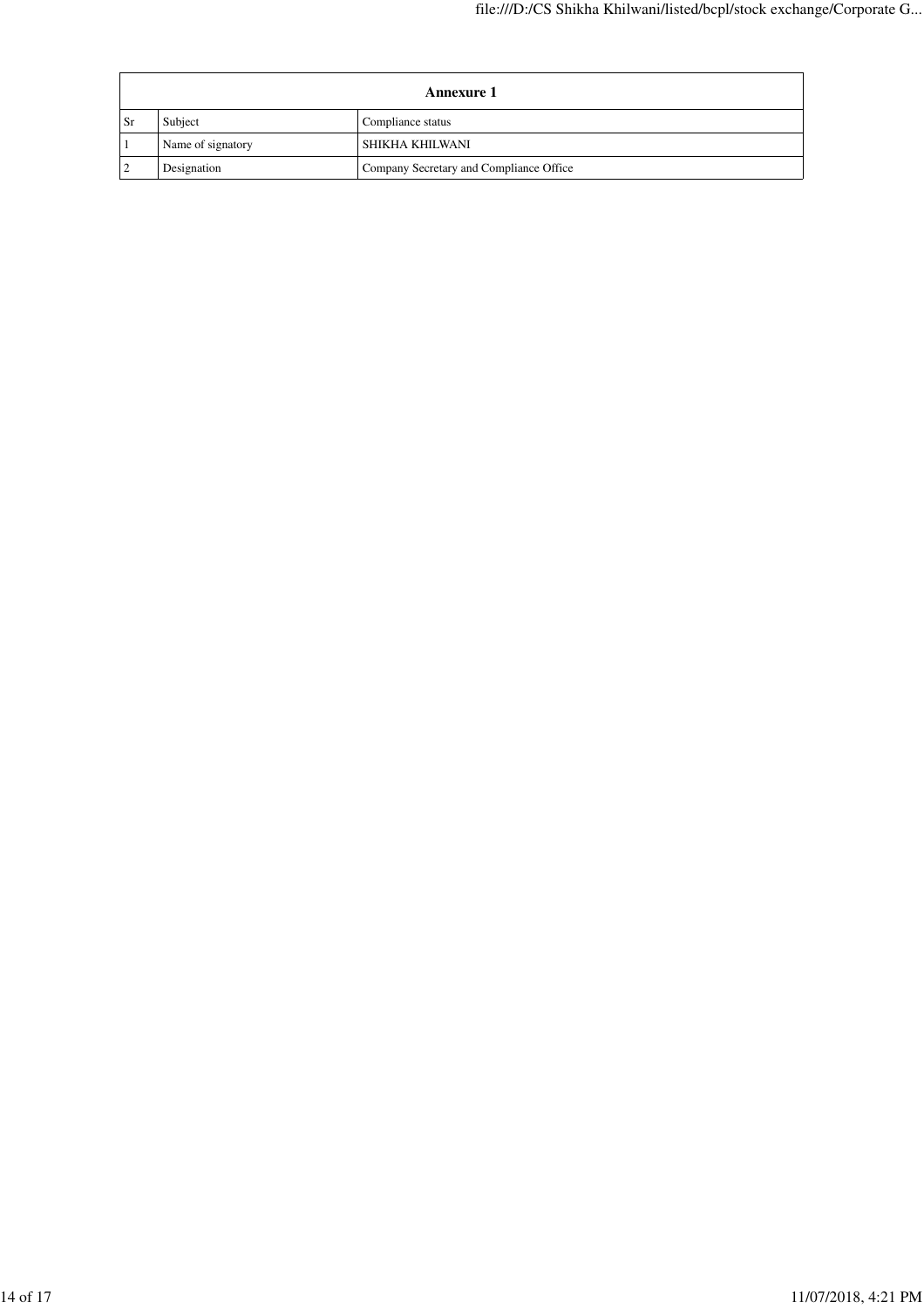| Annexure 1 | | |
|---|---|---|
| Sr | Subject | Compliance status |
| 1 | Name of signatory | SHIKHA KHILWANI |
| 2 | Designation | Company Secretary and Compliance Office |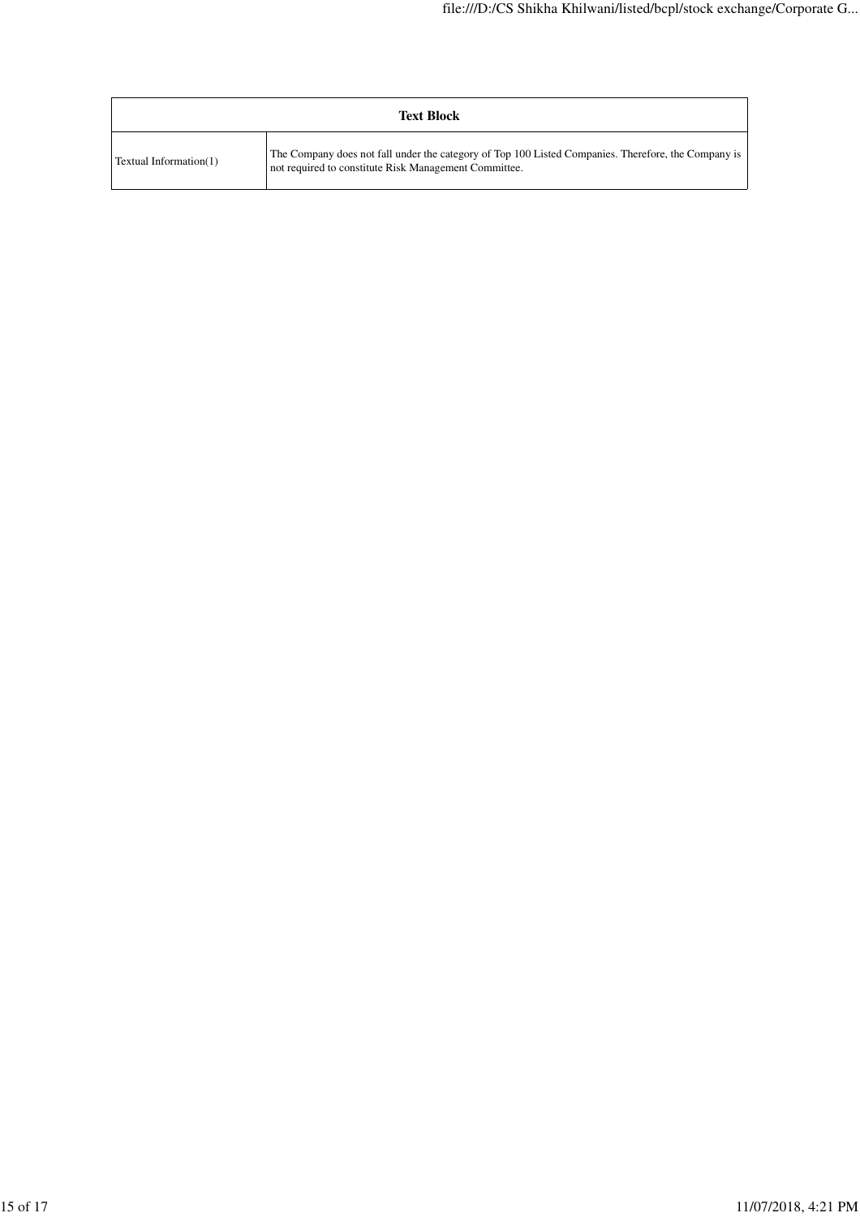| Text Block | |
|---|---|
| Textual Information(1) | The Company does not fall under the category of Top 100 Listed Companies. Therefore, the Company is not required to constitute Risk Management Committee. |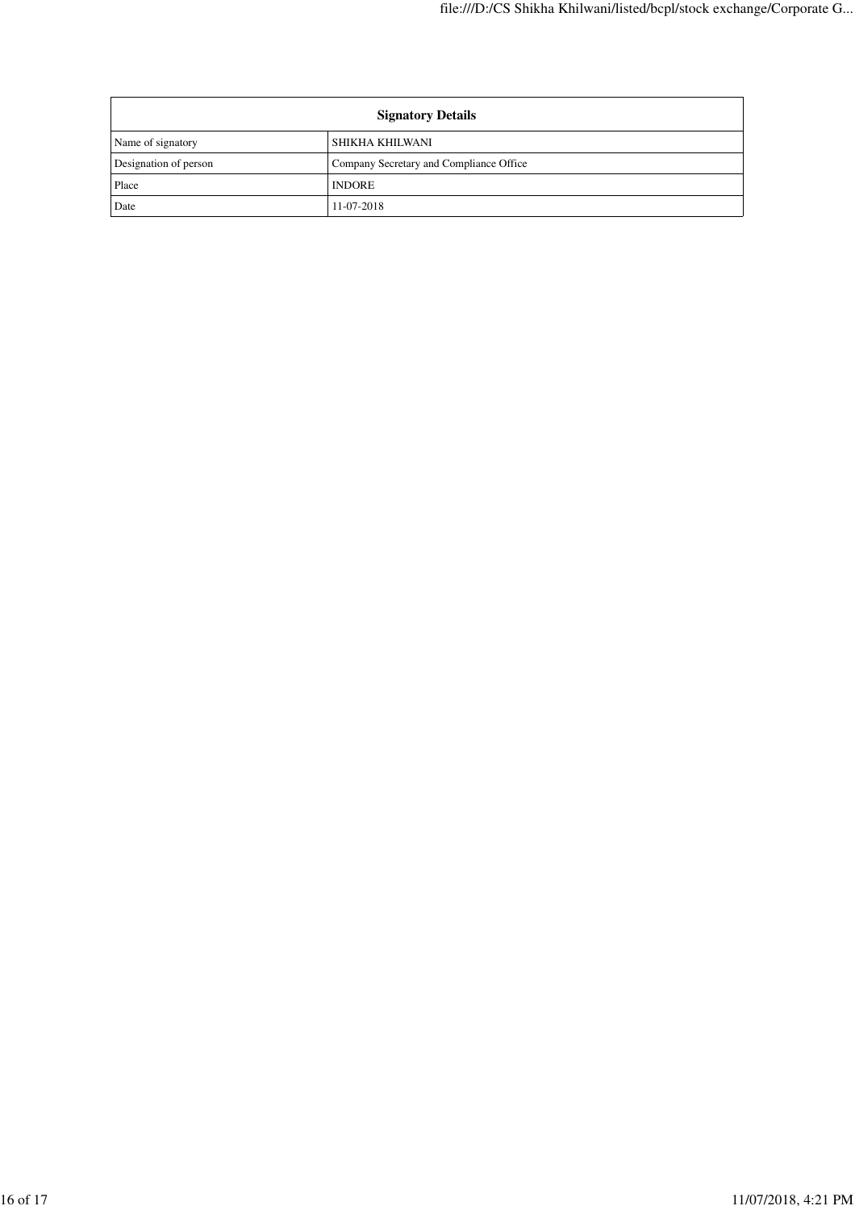| Signatory Details | |
|---|---|
| Name of signatory | SHIKHA KHILWANI |
| Designation of person | Company Secretary and Compliance Office |
| Place | INDORE |
| Date | 11-07-2018 |